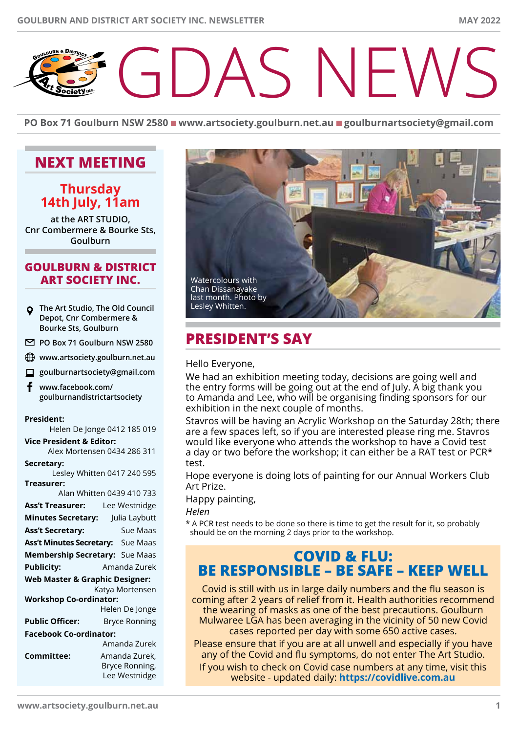# GDAS NEWS

PO Box 71 Goulburn NSW 2580 ■ www.artsociety.goulburn.net.au ■ goulburnartsociety@gmail.com

## NEXT MEETING

**Thursday 14th July, 11am**

at the ART STUDIO, Cnr Combermere & Bourke Sts, Goulburn

## GOULBURN & DISTRICT ART SOCIETY INC.

- The Art Studio, The Old Council Depot, Cnr Combermere & Bourke Sts, Goulburn
- PO Box 71 Goulburn NSW 2580
- www.artsociety.goulburn.net.au
- goulburnartsociety@gmail.com
- www.facebook.com/goulburnandistrictartsociety

**President:** Helen De Jonge 0412 185 019

**Vice President & Editor:** Alex Mortensen 0434 286 311

**Secretary:** Lesley Whitten 0417 240 595

**Treasurer:** Alan Whitten 0439 410 733

**Ass't Treasurer:** Lee Westnidge

**Minutes Secretary:** Julia Laybutt

**Ass't Secretary:** Sue Maas

**Ass't Minutes Secretary:** Sue Maas

**Membership Secretary:** Sue Maas

**Publicity:** Amanda Zurek

**Web Master & Graphic Designer:** Katya Mortensen

**Workshop Co-ordinator:** Helen De Jonge

**Public Officer:** Bryce Ronning

**Facebook Co-ordinator:** Amanda Zurek

**Committee:** Amanda Zurek, Bryce Ronning, Lee Westnidge

Watercolours with Chan Dissanayake last month. Photo by Lesley Whitten.

## PRESIDENT'S SAY

Hello Everyone,

We had an exhibition meeting today, decisions are going well and the entry forms will be going out at the end of July. A big thank you to Amanda and Lee, who will be organising finding sponsors for our exhibition in the next couple of months.

Stavros will be having an Acrylic Workshop on the Saturday 28th; there are a few spaces left, so if you are interested please ring me. Stavros would like everyone who attends the workshop to have a Covid test a day or two before the workshop; it can either be a RAT test or PCR* test.

Hope everyone is doing lots of painting for our Annual Workers Club Art Prize.

Happy painting,

*Helen*

* A PCR test needs to be done so there is time to get the result for it, so probably should be on the morning 2 days prior to the workshop.

## COVID & FLU: BE RESPONSIBLE – BE SAFE – KEEP WELL

Covid is still with us in large daily numbers and the flu season is coming after 2 years of relief from it. Health authorities recommend the wearing of masks as one of the best precautions. Goulburn Mulwaree LGA has been averaging in the vicinity of 50 new Covid cases reported per day with some 650 active cases.

Please ensure that if you are at all unwell and especially if you have any of the Covid and flu symptoms, do not enter The Art Studio.

If you wish to check on Covid case numbers at any time, visit this website - updated daily: **https://covidlive.com.au**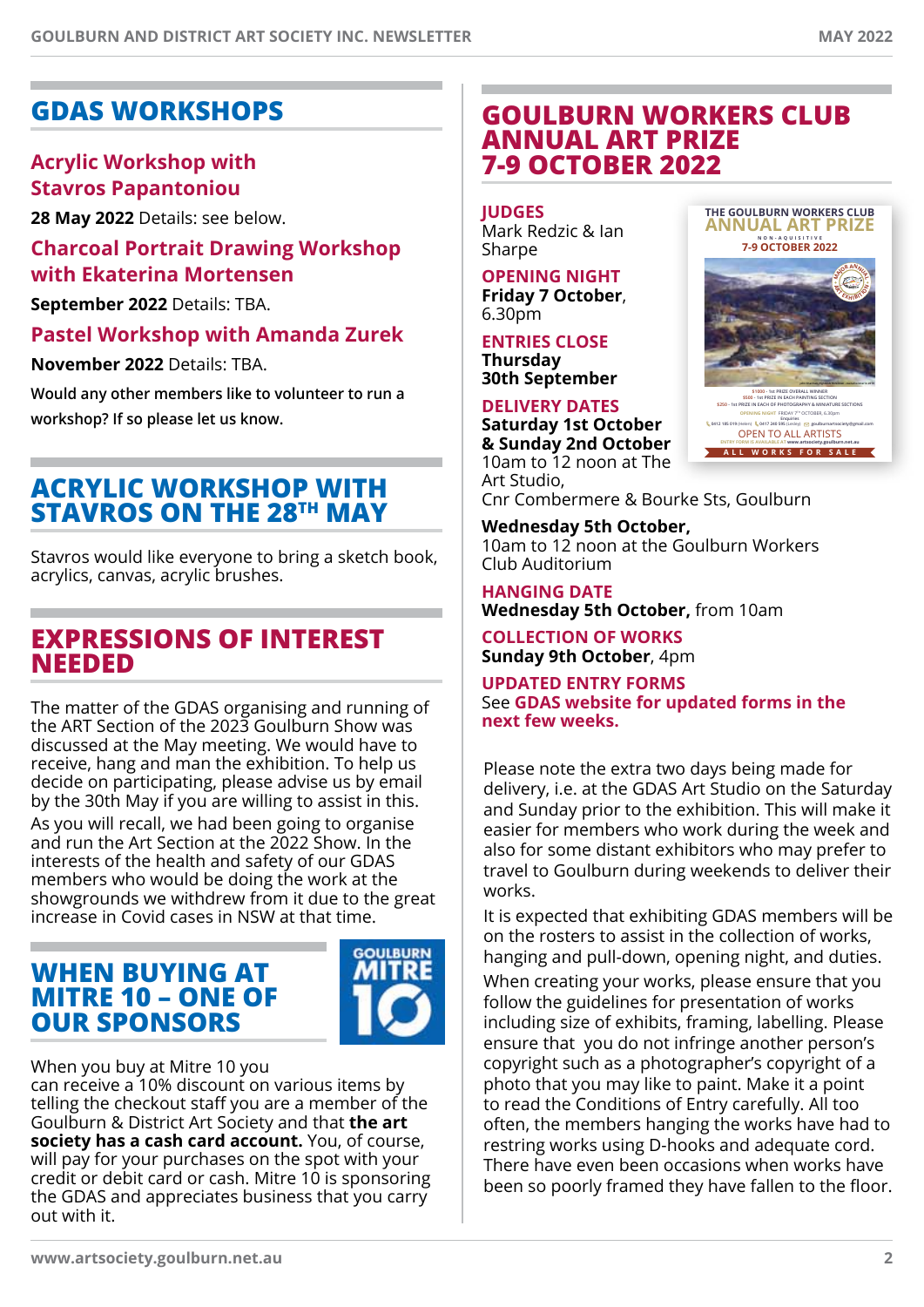## GDAS WORKSHOPS

### Acrylic Workshop with Stavros Papantoniou

**28 May 2022** Details: see below.

### Charcoal Portrait Drawing Workshop with Ekaterina Mortensen

**September 2022** Details: TBA.

### Pastel Workshop with Amanda Zurek

**November 2022** Details: TBA.

Would any other members like to volunteer to run a workshop? If so please let us know.

## ACRYLIC WORKSHOP WITH STAVROS ON THE 28TH MAY

Stavros would like everyone to bring a sketch book, acrylics, canvas, acrylic brushes.

## EXPRESSIONS OF INTEREST NEEDED

The matter of the GDAS organising and running of the ART Section of the 2023 Goulburn Show was discussed at the May meeting. We would have to receive, hang and man the exhibition. To help us decide on participating, please advise us by email by the 30th May if you are willing to assist in this.

As you will recall, we had been going to organise and run the Art Section at the 2022 Show. In the interests of the health and safety of our GDAS members who would be doing the work at the showgrounds we withdrew from it due to the great increase in Covid cases in NSW at that time.

## WHEN BUYING AT MITRE 10 – ONE OF OUR SPONSORS

When you buy at Mitre 10 you can receive a 10% discount on various items by telling the checkout staff you are a member of the Goulburn & District Art Society and that **the art society has a cash card account.** You, of course, will pay for your purchases on the spot with your credit or debit card or cash. Mitre 10 is sponsoring the GDAS and appreciates business that you carry out with it.

## GOULBURN WORKERS CLUB ANNUAL ART PRIZE 7-9 OCTOBER 2022

**JUDGES**
Mark Redzic & Ian Sharpe

**OPENING NIGHT**
**Friday 7 October**, 6.30pm

**ENTRIES CLOSE**
**Thursday 30th September**

**DELIVERY DATES**
**Saturday 1st October & Sunday 2nd October**
10am to 12 noon at The Art Studio,
Cnr Combermere & Bourke Sts, Goulburn

**Wednesday 5th October,**
10am to 12 noon at the Goulburn Workers Club Auditorium

**HANGING DATE**
**Wednesday 5th October,** from 10am

**COLLECTION OF WORKS**
**Sunday 9th October**, 4pm

**UPDATED ENTRY FORMS**
See **GDAS website for updated forms in the next few weeks.**

Please note the extra two days being made for delivery, i.e. at the GDAS Art Studio on the Saturday and Sunday prior to the exhibition. This will make it easier for members who work during the week and also for some distant exhibitors who may prefer to travel to Goulburn during weekends to deliver their works.

It is expected that exhibiting GDAS members will be on the rosters to assist in the collection of works, hanging and pull-down, opening night, and duties.

When creating your works, please ensure that you follow the guidelines for presentation of works including size of exhibits, framing, labelling. Please ensure that you do not infringe another person's copyright such as a photographer's copyright of a photo that you may like to paint. Make it a point to read the Conditions of Entry carefully. All too often, the members hanging the works have had to restring works using D-hooks and adequate cord. There have even been occasions when works have been so poorly framed they have fallen to the floor.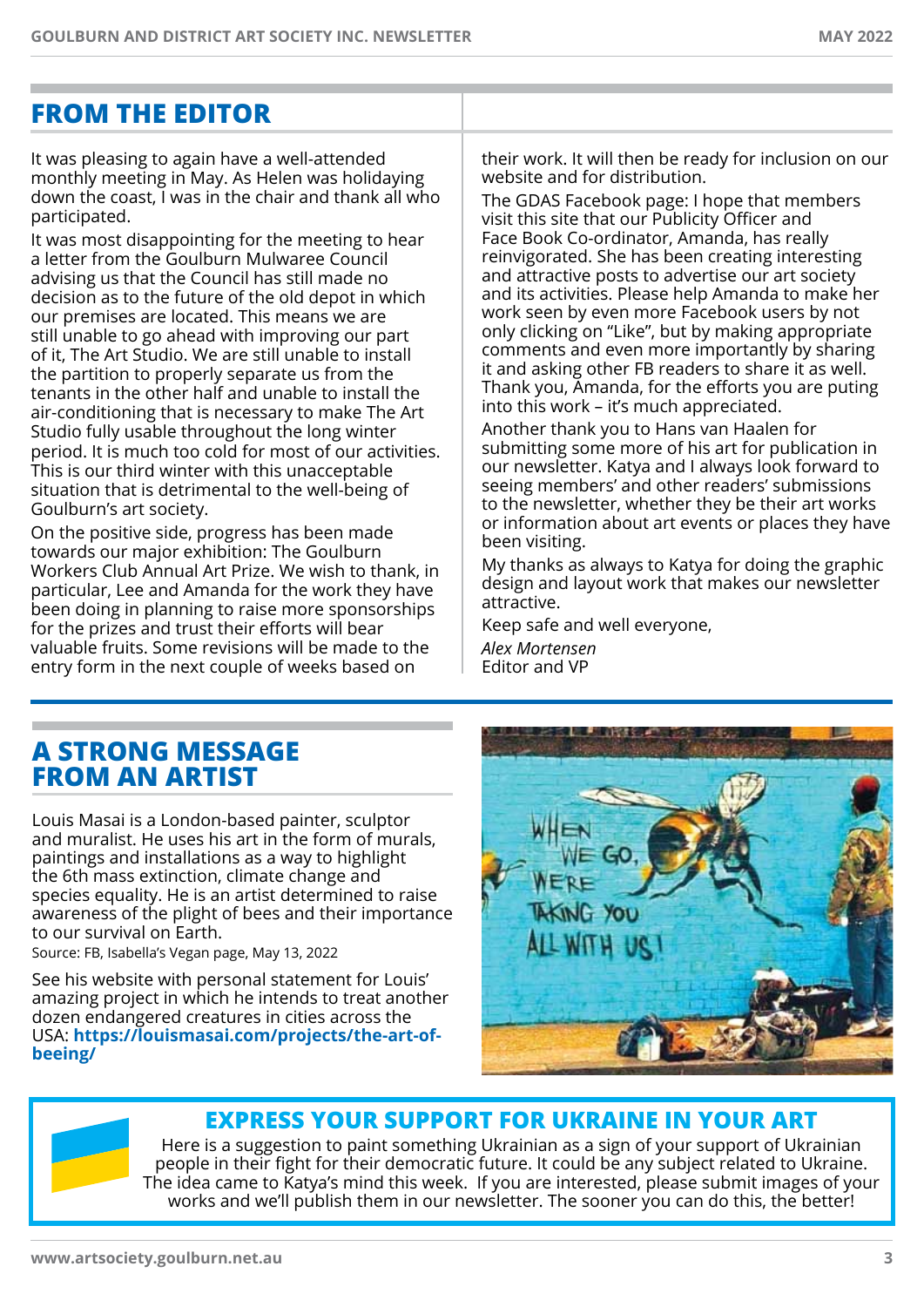## FROM THE EDITOR

It was pleasing to again have a well-attended monthly meeting in May. As Helen was holidaying down the coast, I was in the chair and thank all who participated.

It was most disappointing for the meeting to hear a letter from the Goulburn Mulwaree Council advising us that the Council has still made no decision as to the future of the old depot in which our premises are located. This means we are still unable to go ahead with improving our part of it, The Art Studio. We are still unable to install the partition to properly separate us from the tenants in the other half and unable to install the air-conditioning that is necessary to make The Art Studio fully usable throughout the long winter period. It is much too cold for most of our activities. This is our third winter with this unacceptable situation that is detrimental to the well-being of Goulburn's art society.

On the positive side, progress has been made towards our major exhibition: The Goulburn Workers Club Annual Art Prize. We wish to thank, in particular, Lee and Amanda for the work they have been doing in planning to raise more sponsorships for the prizes and trust their efforts will bear valuable fruits. Some revisions will be made to the entry form in the next couple of weeks based on their work. It will then be ready for inclusion on our website and for distribution.

The GDAS Facebook page: I hope that members visit this site that our Publicity Officer and Face Book Co-ordinator, Amanda, has really reinvigorated. She has been creating interesting and attractive posts to advertise our art society and its activities. Please help Amanda to make her work seen by even more Facebook users by not only clicking on "Like", but by making appropriate comments and even more importantly by sharing it and asking other FB readers to share it as well. Thank you, Amanda, for the efforts you are puting into this work – it's much appreciated.

Another thank you to Hans van Haalen for submitting some more of his art for publication in our newsletter. Katya and I always look forward to seeing members' and other readers' submissions to the newsletter, whether they be their art works or information about art events or places they have been visiting.

My thanks as always to Katya for doing the graphic design and layout work that makes our newsletter attractive.

Keep safe and well everyone,

*Alex Mortensen*
Editor and VP

## A STRONG MESSAGE FROM AN ARTIST

Louis Masai is a London-based painter, sculptor and muralist. He uses his art in the form of murals, paintings and installations as a way to highlight the 6th mass extinction, climate change and species equality. He is an artist determined to raise awareness of the plight of bees and their importance to our survival on Earth.

Source: FB, Isabella's Vegan page, May 13, 2022

See his website with personal statement for Louis' amazing project in which he intends to treat another dozen endangered creatures in cities across the USA: **https://louismasai.com/projects/the-art-of-beeing/**

## EXPRESS YOUR SUPPORT FOR UKRAINE IN YOUR ART

Here is a suggestion to paint something Ukrainian as a sign of your support of Ukrainian people in their fight for their democratic future. It could be any subject related to Ukraine. The idea came to Katya's mind this week. If you are interested, please submit images of your works and we'll publish them in our newsletter. The sooner you can do this, the better!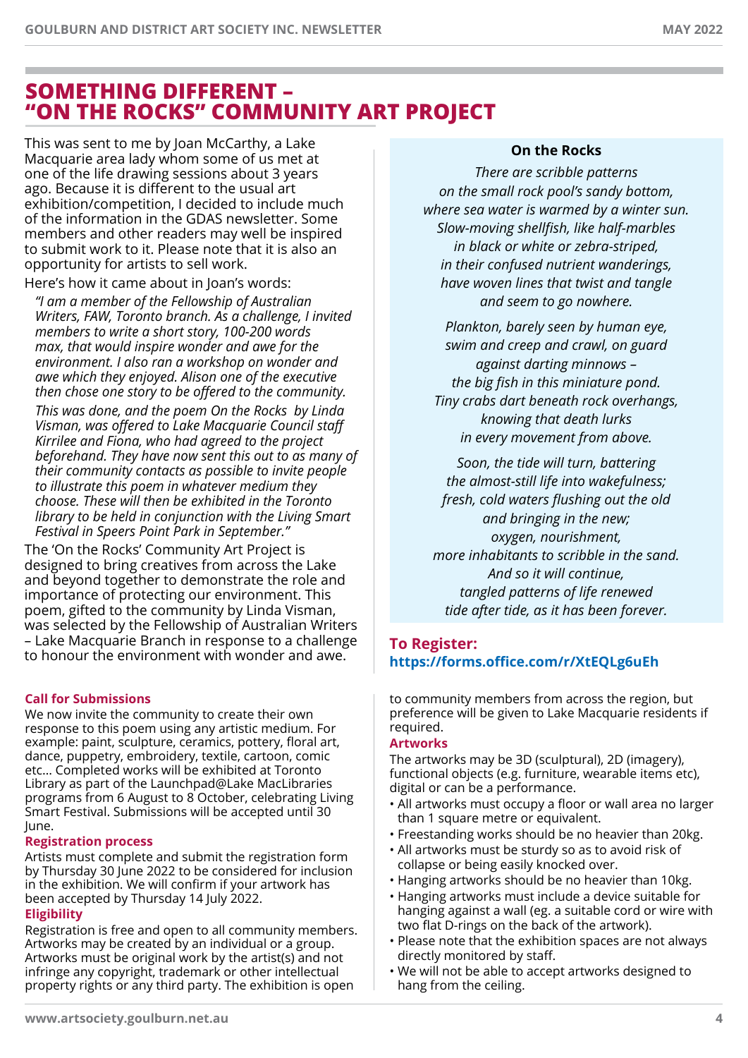# SOMETHING DIFFERENT – "ON THE ROCKS" COMMUNITY ART PROJECT

This was sent to me by Joan McCarthy, a Lake Macquarie area lady whom some of us met at one of the life drawing sessions about 3 years ago. Because it is different to the usual art exhibition/competition, I decided to include much of the information in the GDAS newsletter. Some members and other readers may well be inspired to submit work to it. Please note that it is also an opportunity for artists to sell work.

Here's how it came about in Joan's words:

*"I am a member of the Fellowship of Australian Writers, FAW, Toronto branch. As a challenge, I invited members to write a short story, 100-200 words max, that would inspire wonder and awe for the environment. I also ran a workshop on wonder and awe which they enjoyed. Alison one of the executive then chose one story to be offered to the community.*

*This was done, and the poem On the Rocks by Linda Visman, was offered to Lake Macquarie Council staff Kirrilee and Fiona, who had agreed to the project beforehand. They have now sent this out to as many of their community contacts as possible to invite people to illustrate this poem in whatever medium they choose. These will then be exhibited in the Toronto library to be held in conjunction with the Living Smart Festival in Speers Point Park in September."*

The 'On the Rocks' Community Art Project is designed to bring creatives from across the Lake and beyond together to demonstrate the role and importance of protecting our environment. This poem, gifted to the community by Linda Visman, was selected by the Fellowship of Australian Writers – Lake Macquarie Branch in response to a challenge to honour the environment with wonder and awe.

**On the Rocks**

*There are scribble patterns*
*on the small rock pool's sandy bottom,*
*where sea water is warmed by a winter sun.*
*Slow-moving shellfish, like half-marbles*
*in black or white or zebra-striped,*
*in their confused nutrient wanderings,*
*have woven lines that twist and tangle*
*and seem to go nowhere.*

*Plankton, barely seen by human eye,*
*swim and creep and crawl, on guard*
*against darting minnows –*
*the big fish in this miniature pond.*
*Tiny crabs dart beneath rock overhangs,*
*knowing that death lurks*
*in every movement from above.*

*Soon, the tide will turn, battering*
*the almost-still life into wakefulness;*
*fresh, cold waters flushing out the old*
*and bringing in the new;*
*oxygen, nourishment,*
*more inhabitants to scribble in the sand.*
*And so it will continue,*
*tangled patterns of life renewed*
*tide after tide, as it has been forever.*

**To Register:**
**https://forms.office.com/r/XtEQLg6uEh**

### Call for Submissions

We now invite the community to create their own response to this poem using any artistic medium. For example: paint, sculpture, ceramics, pottery, floral art, dance, puppetry, embroidery, textile, cartoon, comic etc... Completed works will be exhibited at Toronto Library as part of the Launchpad@Lake MacLibraries programs from 6 August to 8 October, celebrating Living Smart Festival. Submissions will be accepted until 30 June.

### Registration process

Artists must complete and submit the registration form by Thursday 30 June 2022 to be considered for inclusion in the exhibition. We will confirm if your artwork has been accepted by Thursday 14 July 2022.

### Eligibility

Registration is free and open to all community members. Artworks may be created by an individual or a group. Artworks must be original work by the artist(s) and not infringe any copyright, trademark or other intellectual property rights or any third party. The exhibition is open to community members from across the region, but preference will be given to Lake Macquarie residents if required.

### Artworks

The artworks may be 3D (sculptural), 2D (imagery), functional objects (e.g. furniture, wearable items etc), digital or can be a performance.

- All artworks must occupy a floor or wall area no larger than 1 square metre or equivalent.
- Freestanding works should be no heavier than 20kg.
- All artworks must be sturdy so as to avoid risk of collapse or being easily knocked over.
- Hanging artworks should be no heavier than 10kg.
- Hanging artworks must include a device suitable for hanging against a wall (eg. a suitable cord or wire with two flat D-rings on the back of the artwork).
- Please note that the exhibition spaces are not always directly monitored by staff.
- We will not be able to accept artworks designed to hang from the ceiling.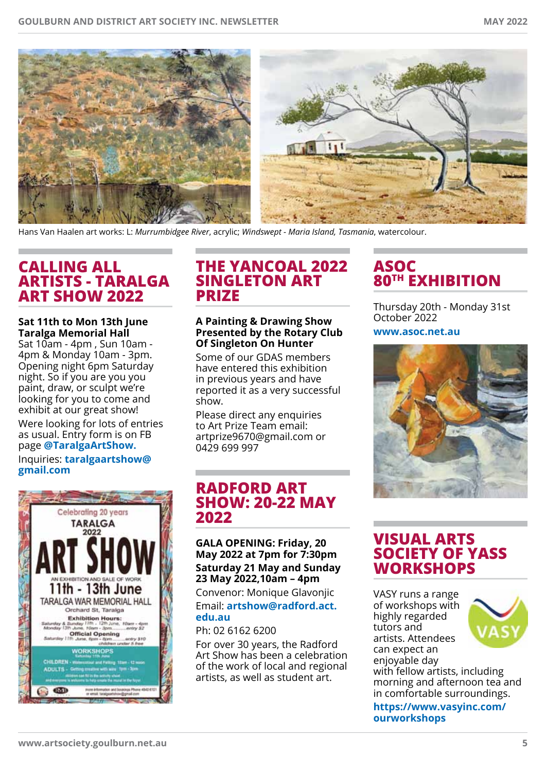Hans Van Haalen art works: L: *Murrumbidgee River*, acrylic; *Windswept - Maria Island, Tasmania*, watercolour.

## CALLING ALL ARTISTS - TARALGA ART SHOW 2022

**Sat 11th to Mon 13th June Taralga Memorial Hall**

Sat 10am - 4pm , Sun 10am - 4pm & Monday 10am - 3pm. Opening night 6pm Saturday night. So if you are you you paint, draw, or sculpt we're looking for you to come and exhibit at our great show!

Were looking for lots of entries as usual. Entry form is on FB page **@TaralgaArtShow.**

Inquiries: **taralgaartshow@gmail.com**

## THE YANCOAL 2022 SINGLETON ART PRIZE

**A Painting & Drawing Show Presented by the Rotary Club Of Singleton On Hunter**

Some of our GDAS members have entered this exhibition in previous years and have reported it as a very successful show.

Please direct any enquiries to Art Prize Team email: artprize9670@gmail.com or 0429 699 997

## RADFORD ART SHOW: 20-22 MAY 2022

**GALA OPENING: Friday, 20 May 2022 at 7pm for 7:30pm**

**Saturday 21 May and Sunday 23 May 2022,10am – 4pm**

Convenor: Monique Glavonjic

Email: **artshow@radford.act.edu.au**

Ph: 02 6162 6200

For over 30 years, the Radford Art Show has been a celebration of the work of local and regional artists, as well as student art.

## ASOC 80TH EXHIBITION

Thursday 20th - Monday 31st October 2022

**www.asoc.net.au**

## VISUAL ARTS SOCIETY OF YASS WORKSHOPS

VASY runs a range of workshops with highly regarded tutors and artists. Attendees can expect an enjoyable day with fellow artists, including morning and afternoon tea and in comfortable surroundings.

**https://www.vasyinc.com/ourworkshops**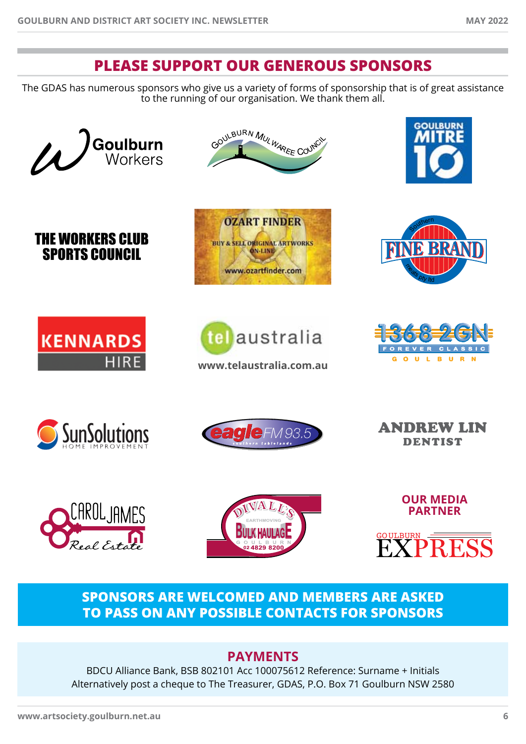## PLEASE SUPPORT OUR GENEROUS SPONSORS

The GDAS has numerous sponsors who give us a variety of forms of sponsorship that is of great assistance to the running of our organisation. We thank them all.

Goulburn Workers

Goulburn Mulwaree Council

Goulburn Mitre 10

THE WORKERS CLUB SPORTS COUNCIL

OZART FINDER
BUY & SELL ORIGINAL ARTWORKS ON-LINE
www.ozartfinder.com

Southern Fine Brand meats pty ltd

KENNARDS HIRE

tel australia
www.telaustralia.com.au

1368 2GN FOREVER CLASSIC GOULBURN

SunSolutions HOME IMPROVEMENT

eagle FM 93.5 southern tablelands

ANDREW LIN DENTIST

CAROL JAMES Real Estate

DIVALL'S EARTHMOVING BULK HAULAGE GOULBURN 02 4829 8200

**OUR MEDIA PARTNER**

GOULBURN EXPRESS

**SPONSORS ARE WELCOMED AND MEMBERS ARE ASKED TO PASS ON ANY POSSIBLE CONTACTS FOR SPONSORS**

## PAYMENTS

BDCU Alliance Bank, BSB 802101 Acc 100075612 Reference: Surname + Initials
Alternatively post a cheque to The Treasurer, GDAS, P.O. Box 71 Goulburn NSW 2580